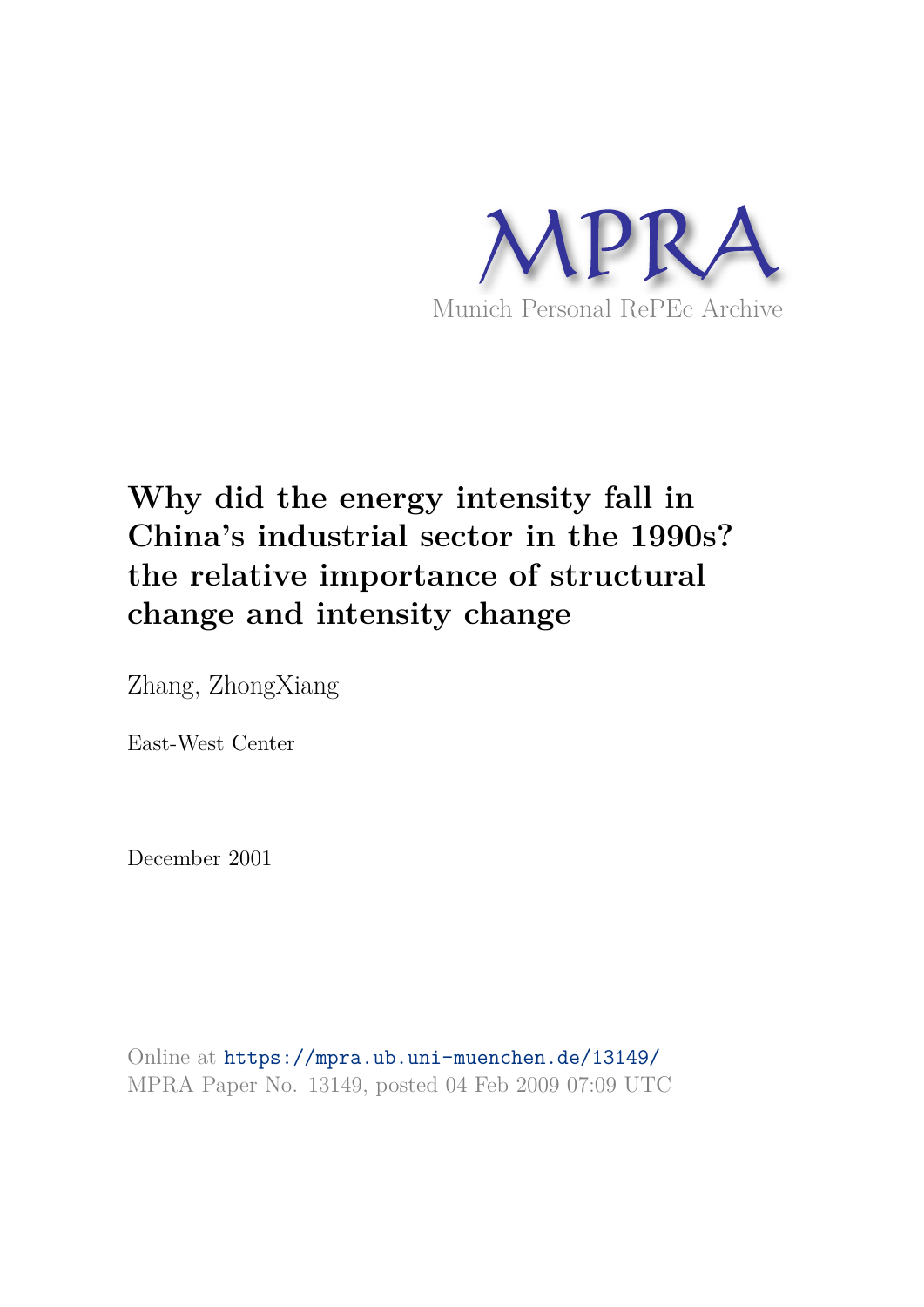MPRA

Munich Personal RePEc Archive

# Why did the energy intensity fall in China's industrial sector in the 1990s? the relative importance of structural change and intensity change

Zhang, ZhongXiang

East-West Center

December 2001

Online at https://mpra.ub.uni-muenchen.de/13149/
MPRA Paper No. 13149, posted 04 Feb 2009 07:09 UTC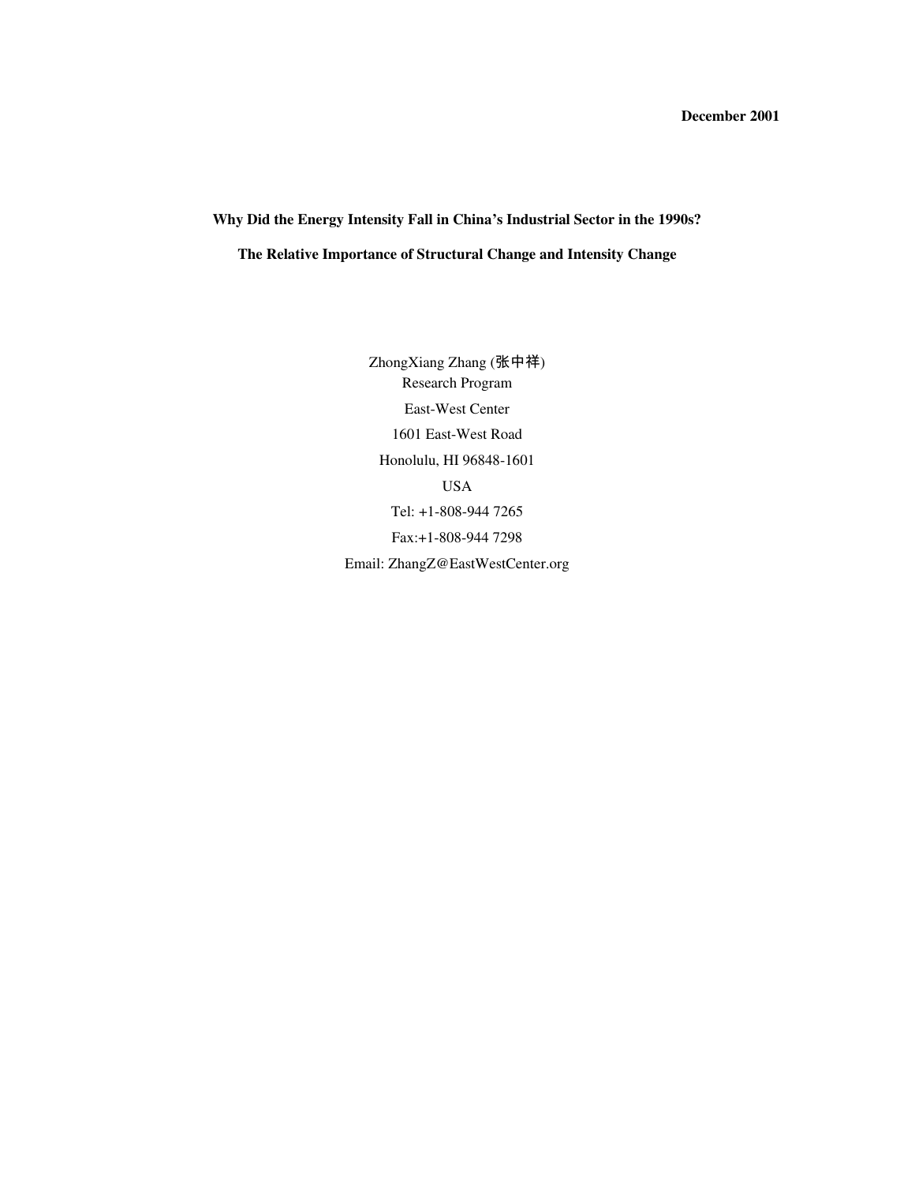**December 2001**

**Why Did the Energy Intensity Fall in China's Industrial Sector in the 1990s?**

**The Relative Importance of Structural Change and Intensity Change**

ZhongXiang Zhang (张中祥)
Research Program
East-West Center
1601 East-West Road
Honolulu, HI 96848-1601
USA
Tel: +1-808-944 7265
Fax:+1-808-944 7298
Email: ZhangZ@EastWestCenter.org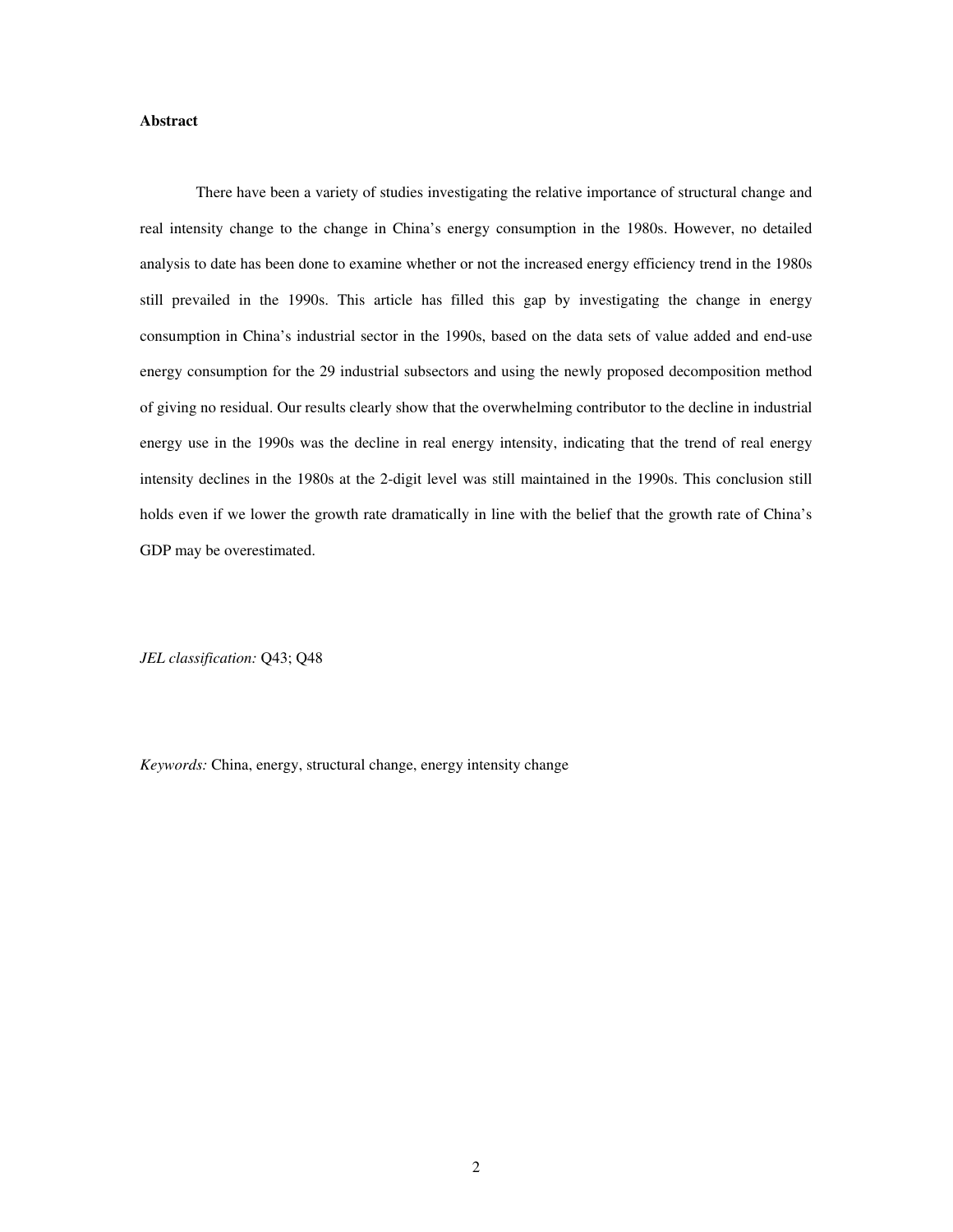**Abstract**

There have been a variety of studies investigating the relative importance of structural change and real intensity change to the change in China's energy consumption in the 1980s. However, no detailed analysis to date has been done to examine whether or not the increased energy efficiency trend in the 1980s still prevailed in the 1990s. This article has filled this gap by investigating the change in energy consumption in China's industrial sector in the 1990s, based on the data sets of value added and end-use energy consumption for the 29 industrial subsectors and using the newly proposed decomposition method of giving no residual. Our results clearly show that the overwhelming contributor to the decline in industrial energy use in the 1990s was the decline in real energy intensity, indicating that the trend of real energy intensity declines in the 1980s at the 2-digit level was still maintained in the 1990s. This conclusion still holds even if we lower the growth rate dramatically in line with the belief that the growth rate of China's GDP may be overestimated.

*JEL classification:* Q43; Q48

*Keywords:* China, energy, structural change, energy intensity change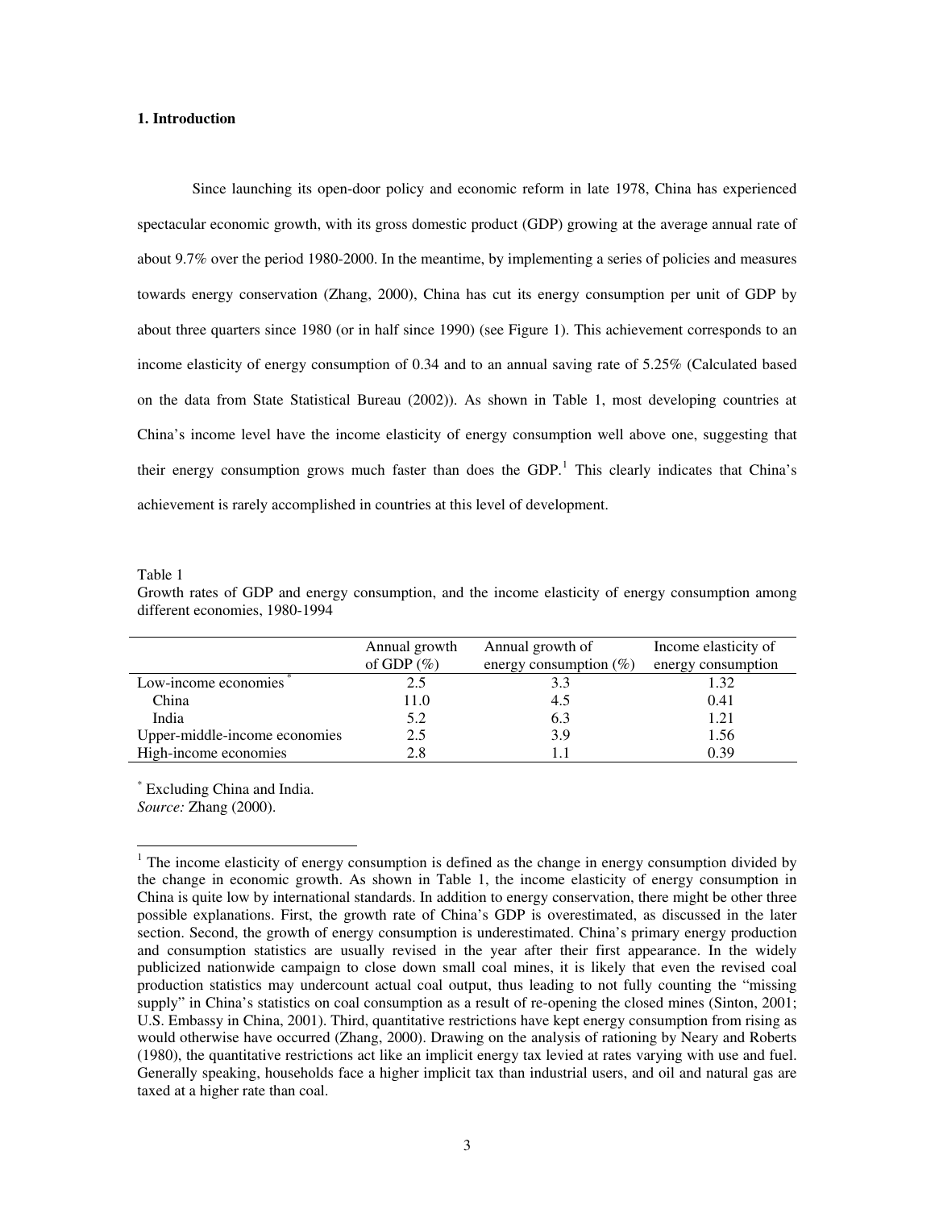### 1. Introduction

Since launching its open-door policy and economic reform in late 1978, China has experienced spectacular economic growth, with its gross domestic product (GDP) growing at the average annual rate of about 9.7% over the period 1980-2000. In the meantime, by implementing a series of policies and measures towards energy conservation (Zhang, 2000), China has cut its energy consumption per unit of GDP by about three quarters since 1980 (or in half since 1990) (see Figure 1). This achievement corresponds to an income elasticity of energy consumption of 0.34 and to an annual saving rate of 5.25% (Calculated based on the data from State Statistical Bureau (2002)). As shown in Table 1, most developing countries at China's income level have the income elasticity of energy consumption well above one, suggesting that their energy consumption grows much faster than does the GDP.[1] This clearly indicates that China's achievement is rarely accomplished in countries at this level of development.

Table 1
Growth rates of GDP and energy consumption, and the income elasticity of energy consumption among different economies, 1980-1994

| | Annual growth of GDP (%) | Annual growth of energy consumption (%) | Income elasticity of energy consumption |
|---|---|---|---|
| Low-income economies * | 2.5 | 3.3 | 1.32 |
| China | 11.0 | 4.5 | 0.41 |
| India | 5.2 | 6.3 | 1.21 |
| Upper-middle-income economies | 2.5 | 3.9 | 1.56 |
| High-income economies | 2.8 | 1.1 | 0.39 |

* Excluding China and India.
*Source:* Zhang (2000).

[1] The income elasticity of energy consumption is defined as the change in energy consumption divided by the change in economic growth. As shown in Table 1, the income elasticity of energy consumption in China is quite low by international standards. In addition to energy conservation, there might be other three possible explanations. First, the growth rate of China's GDP is overestimated, as discussed in the later section. Second, the growth of energy consumption is underestimated. China's primary energy production and consumption statistics are usually revised in the year after their first appearance. In the widely publicized nationwide campaign to close down small coal mines, it is likely that even the revised coal production statistics may undercount actual coal output, thus leading to not fully counting the "missing supply" in China's statistics on coal consumption as a result of re-opening the closed mines (Sinton, 2001; U.S. Embassy in China, 2001). Third, quantitative restrictions have kept energy consumption from rising as would otherwise have occurred (Zhang, 2000). Drawing on the analysis of rationing by Neary and Roberts (1980), the quantitative restrictions act like an implicit energy tax levied at rates varying with use and fuel. Generally speaking, households face a higher implicit tax than industrial users, and oil and natural gas are taxed at a higher rate than coal.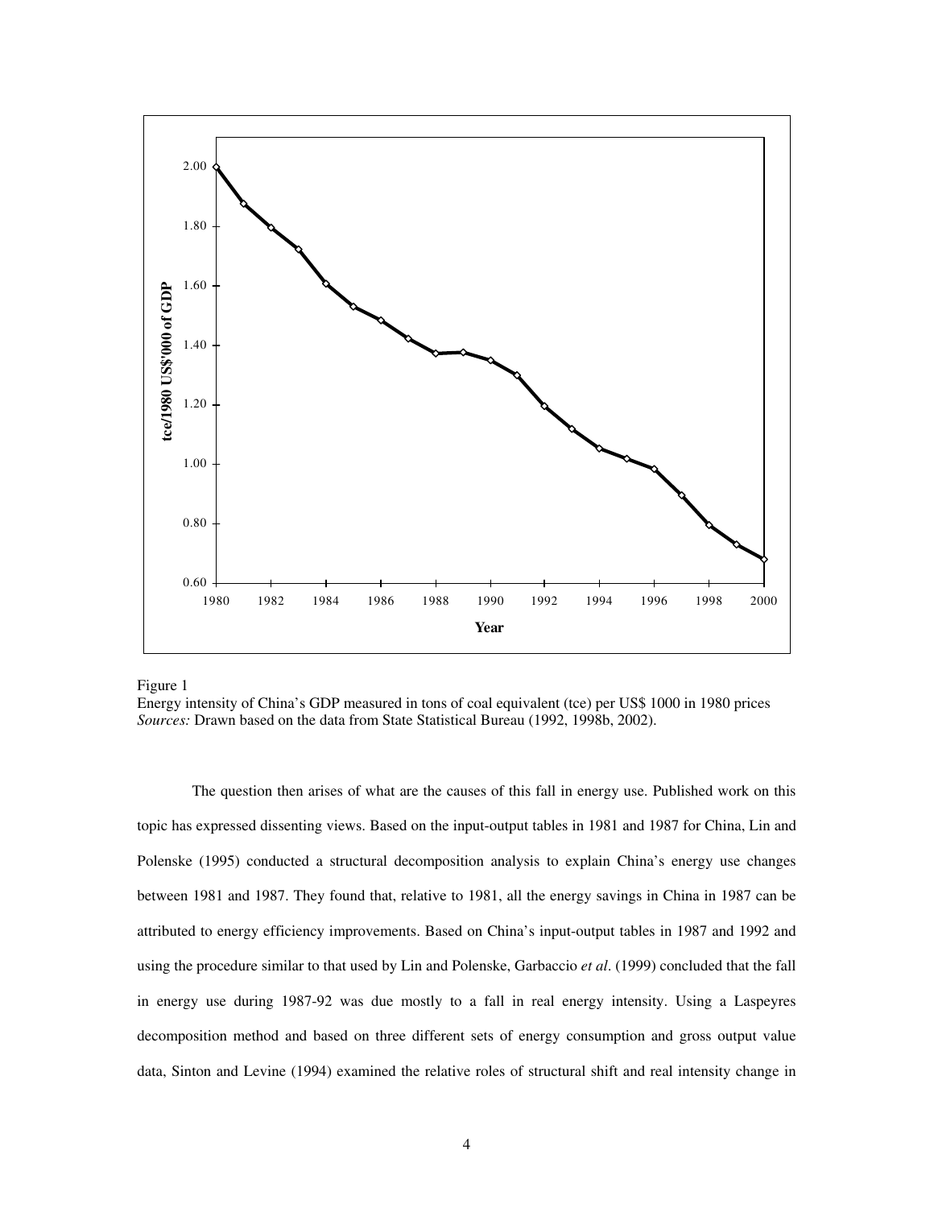Figure 1
Energy intensity of China's GDP measured in tons of coal equivalent (tce) per US$ 1000 in 1980 prices
*Sources:* Drawn based on the data from State Statistical Bureau (1992, 1998b, 2002).

The question then arises of what are the causes of this fall in energy use. Published work on this topic has expressed dissenting views. Based on the input-output tables in 1981 and 1987 for China, Lin and Polenske (1995) conducted a structural decomposition analysis to explain China's energy use changes between 1981 and 1987. They found that, relative to 1981, all the energy savings in China in 1987 can be attributed to energy efficiency improvements. Based on China's input-output tables in 1987 and 1992 and using the procedure similar to that used by Lin and Polenske, Garbaccio *et al*. (1999) concluded that the fall in energy use during 1987-92 was due mostly to a fall in real energy intensity. Using a Laspeyres decomposition method and based on three different sets of energy consumption and gross output value data, Sinton and Levine (1994) examined the relative roles of structural shift and real intensity change in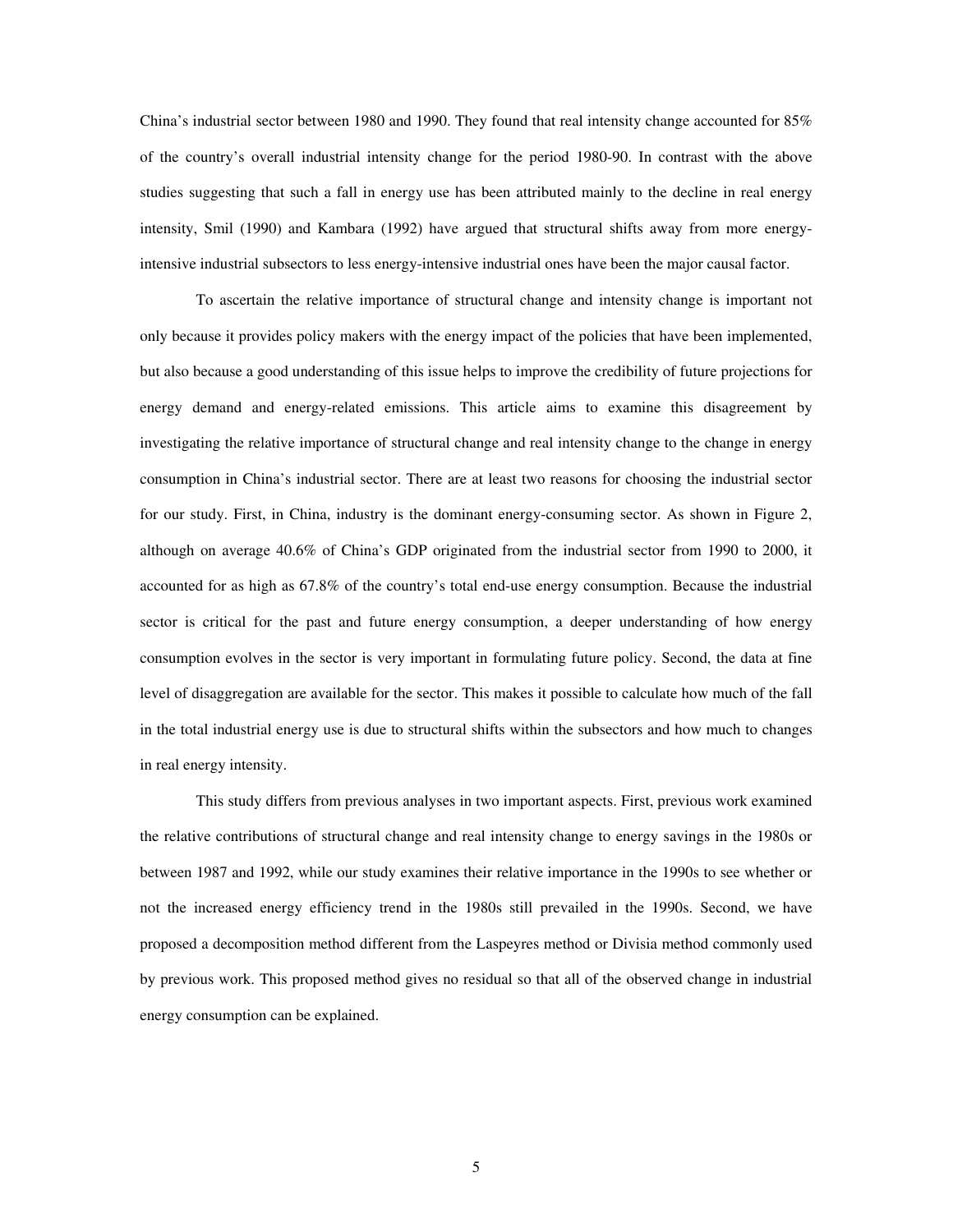China's industrial sector between 1980 and 1990. They found that real intensity change accounted for 85% of the country's overall industrial intensity change for the period 1980-90. In contrast with the above studies suggesting that such a fall in energy use has been attributed mainly to the decline in real energy intensity, Smil (1990) and Kambara (1992) have argued that structural shifts away from more energy-intensive industrial subsectors to less energy-intensive industrial ones have been the major causal factor.

To ascertain the relative importance of structural change and intensity change is important not only because it provides policy makers with the energy impact of the policies that have been implemented, but also because a good understanding of this issue helps to improve the credibility of future projections for energy demand and energy-related emissions. This article aims to examine this disagreement by investigating the relative importance of structural change and real intensity change to the change in energy consumption in China's industrial sector. There are at least two reasons for choosing the industrial sector for our study. First, in China, industry is the dominant energy-consuming sector. As shown in Figure 2, although on average 40.6% of China's GDP originated from the industrial sector from 1990 to 2000, it accounted for as high as 67.8% of the country's total end-use energy consumption. Because the industrial sector is critical for the past and future energy consumption, a deeper understanding of how energy consumption evolves in the sector is very important in formulating future policy. Second, the data at fine level of disaggregation are available for the sector. This makes it possible to calculate how much of the fall in the total industrial energy use is due to structural shifts within the subsectors and how much to changes in real energy intensity.

This study differs from previous analyses in two important aspects. First, previous work examined the relative contributions of structural change and real intensity change to energy savings in the 1980s or between 1987 and 1992, while our study examines their relative importance in the 1990s to see whether or not the increased energy efficiency trend in the 1980s still prevailed in the 1990s. Second, we have proposed a decomposition method different from the Laspeyres method or Divisia method commonly used by previous work. This proposed method gives no residual so that all of the observed change in industrial energy consumption can be explained.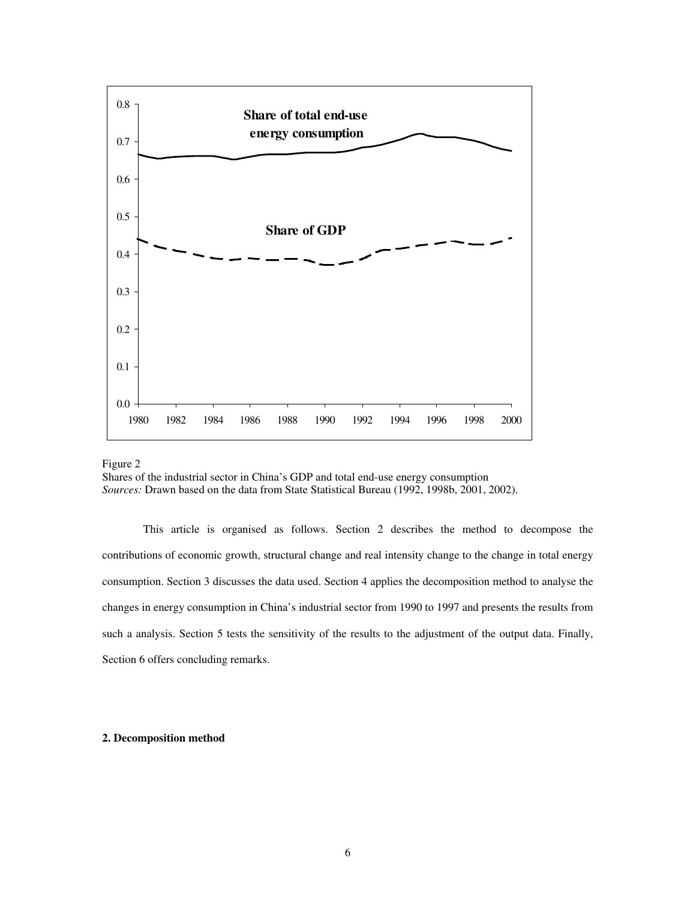Figure 2
Shares of the industrial sector in China's GDP and total end-use energy consumption
*Sources:* Drawn based on the data from State Statistical Bureau (1992, 1998b, 2001, 2002).

This article is organised as follows. Section 2 describes the method to decompose the contributions of economic growth, structural change and real intensity change to the change in total energy consumption. Section 3 discusses the data used. Section 4 applies the decomposition method to analyse the changes in energy consumption in China's industrial sector from 1990 to 1997 and presents the results from such a analysis. Section 5 tests the sensitivity of the results to the adjustment of the output data. Finally, Section 6 offers concluding remarks.

## 2. Decomposition method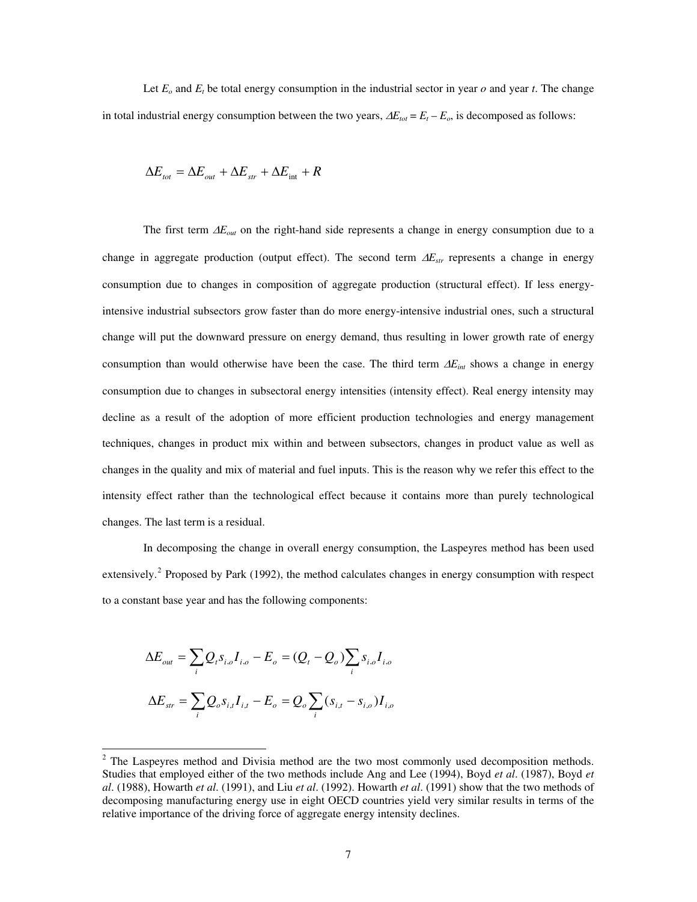Let $E_o$ and $E_t$ be total energy consumption in the industrial sector in year *o* and year *t*. The change in total industrial energy consumption between the two years, $\Delta E_{tot} = E_t - E_o$, is decomposed as follows:

$$\Delta E_{tot} = \Delta E_{out} + \Delta E_{str} + \Delta E_{\text{int}} + R$$

The first term $\Delta E_{out}$ on the right-hand side represents a change in energy consumption due to a change in aggregate production (output effect). The second term $\Delta E_{str}$ represents a change in energy consumption due to changes in composition of aggregate production (structural effect). If less energy-intensive industrial subsectors grow faster than do more energy-intensive industrial ones, such a structural change will put the downward pressure on energy demand, thus resulting in lower growth rate of energy consumption than would otherwise have been the case. The third term $\Delta E_{int}$ shows a change in energy consumption due to changes in subsectoral energy intensities (intensity effect). Real energy intensity may decline as a result of the adoption of more efficient production technologies and energy management techniques, changes in product mix within and between subsectors, changes in product value as well as changes in the quality and mix of material and fuel inputs. This is the reason why we refer this effect to the intensity effect rather than the technological effect because it contains more than purely technological changes. The last term is a residual.

In decomposing the change in overall energy consumption, the Laspeyres method has been used extensively.[2] Proposed by Park (1992), the method calculates changes in energy consumption with respect to a constant base year and has the following components:

$$\Delta E_{out} = \sum_i Q_t s_{i,o} I_{i,o} - E_o = (Q_t - Q_o) \sum_i s_{i,o} I_{i,o}$$

$$\Delta E_{str} = \sum_i Q_o s_{i,t} I_{i,t} - E_o = Q_o \sum_i (s_{i,t} - s_{i,o}) I_{i,o}$$

[2] The Laspeyres method and Divisia method are the two most commonly used decomposition methods. Studies that employed either of the two methods include Ang and Lee (1994), Boyd *et al*. (1987), Boyd *et al*. (1988), Howarth *et al*. (1991), and Liu *et al*. (1992). Howarth *et al*. (1991) show that the two methods of decomposing manufacturing energy use in eight OECD countries yield very similar results in terms of the relative importance of the driving force of aggregate energy intensity declines.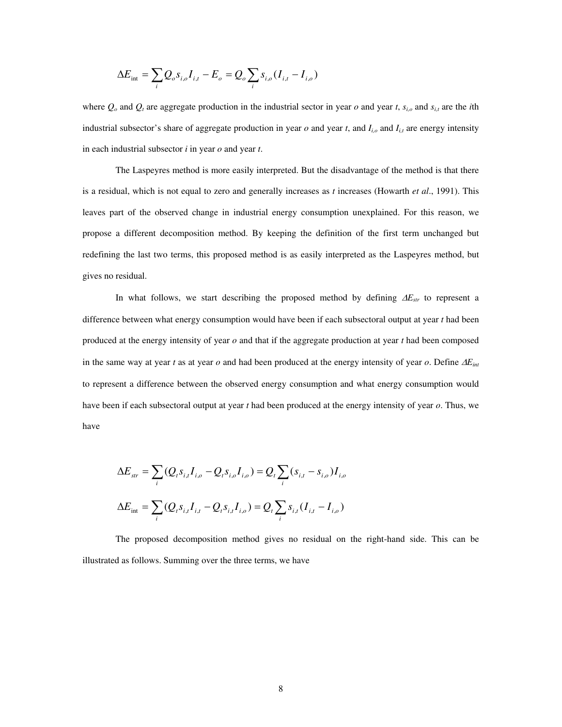$$\Delta E_{\text{int}} = \sum_i Q_o s_{i,o} I_{i,t} - E_o = Q_o \sum_i s_{i,o} (I_{i,t} - I_{i,o})$$

where $Q_o$ and $Q_t$ are aggregate production in the industrial sector in year *o* and year *t*, $s_{i,o}$ and $s_{i,t}$ are the *i*th industrial subsector's share of aggregate production in year *o* and year *t*, and $I_{i,o}$ and $I_{i,t}$ are energy intensity in each industrial subsector *i* in year *o* and year *t*.

The Laspeyres method is more easily interpreted. But the disadvantage of the method is that there is a residual, which is not equal to zero and generally increases as *t* increases (Howarth *et al*., 1991). This leaves part of the observed change in industrial energy consumption unexplained. For this reason, we propose a different decomposition method. By keeping the definition of the first term unchanged but redefining the last two terms, this proposed method is as easily interpreted as the Laspeyres method, but gives no residual.

In what follows, we start describing the proposed method by defining $\Delta E_{str}$ to represent a difference between what energy consumption would have been if each subsectoral output at year *t* had been produced at the energy intensity of year *o* and that if the aggregate production at year *t* had been composed in the same way at year *t* as at year *o* and had been produced at the energy intensity of year *o*. Define $\Delta E_{int}$ to represent a difference between the observed energy consumption and what energy consumption would have been if each subsectoral output at year *t* had been produced at the energy intensity of year *o*. Thus, we have

$$\Delta E_{str} = \sum_i (Q_t s_{i,t} I_{i,o} - Q_t s_{i,o} I_{i,o}) = Q_t \sum_i (s_{i,t} - s_{i,o}) I_{i,o}$$

$$\Delta E_{\text{int}} = \sum_i (Q_t s_{i,t} I_{i,t} - Q_t s_{i,t} I_{i,o}) = Q_t \sum_i s_{i,t} (I_{i,t} - I_{i,o})$$

The proposed decomposition method gives no residual on the right-hand side. This can be illustrated as follows. Summing over the three terms, we have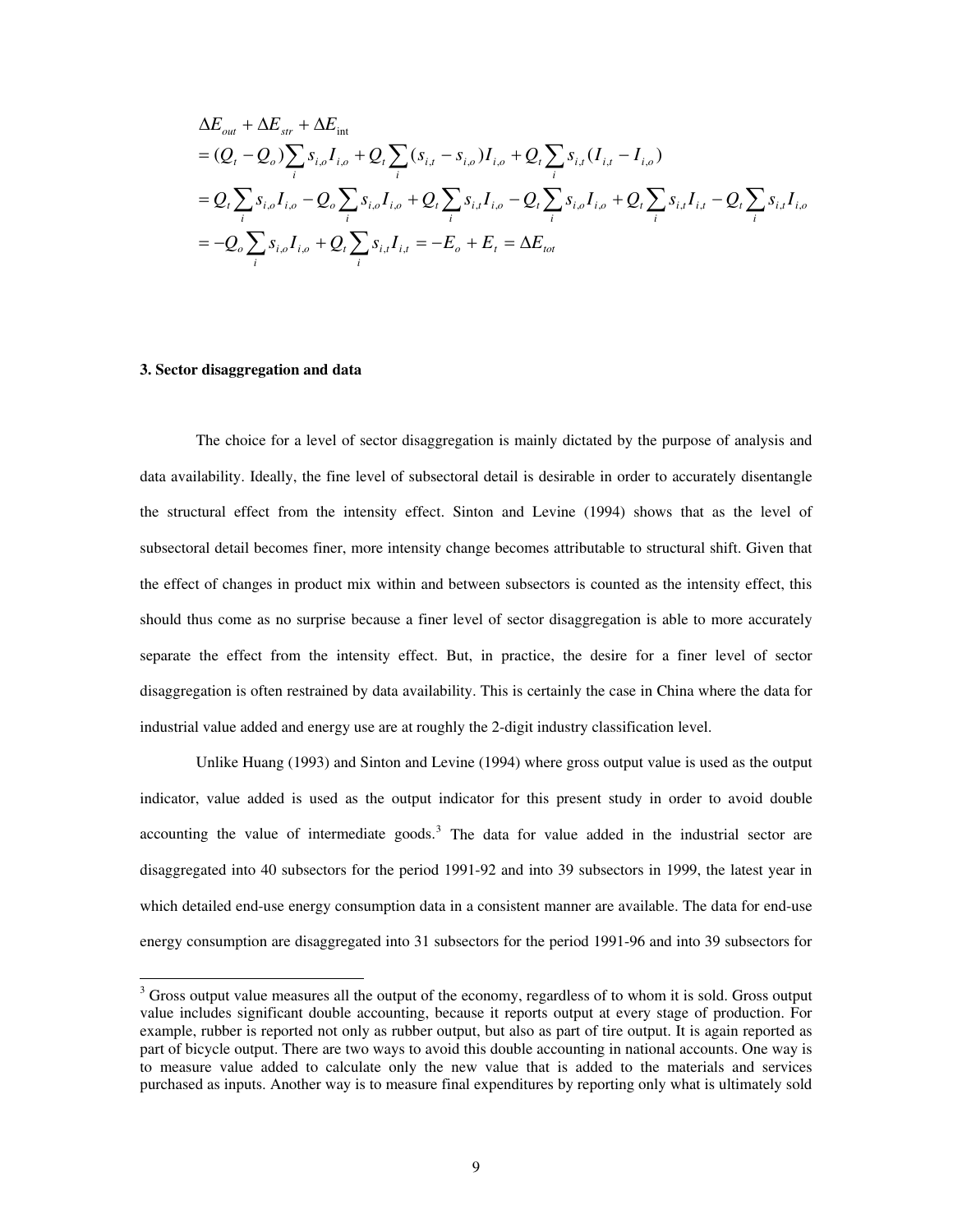$$
\begin{aligned}
&\Delta E_{out} + \Delta E_{str} + \Delta E_{\text{int}} \\
&= (Q_t - Q_o)\sum_i s_{i,o} I_{i,o} + Q_t \sum_i (s_{i,t} - s_{i,o}) I_{i,o} + Q_t \sum_i s_{i,t} (I_{i,t} - I_{i,o}) \\
&= Q_t \sum_i s_{i,o} I_{i,o} - Q_o \sum_i s_{i,o} I_{i,o} + Q_t \sum_i s_{i,t} I_{i,o} - Q_t \sum_i s_{i,o} I_{i,o} + Q_t \sum_i s_{i,t} I_{i,t} - Q_t \sum_i s_{i,t} I_{i,o} \\
&= -Q_o \sum_i s_{i,o} I_{i,o} + Q_t \sum_i s_{i,t} I_{i,t} = -E_o + E_t = \Delta E_{tot}
\end{aligned}
$$

### 3. Sector disaggregation and data

The choice for a level of sector disaggregation is mainly dictated by the purpose of analysis and data availability. Ideally, the fine level of subsectoral detail is desirable in order to accurately disentangle the structural effect from the intensity effect. Sinton and Levine (1994) shows that as the level of subsectoral detail becomes finer, more intensity change becomes attributable to structural shift. Given that the effect of changes in product mix within and between subsectors is counted as the intensity effect, this should thus come as no surprise because a finer level of sector disaggregation is able to more accurately separate the effect from the intensity effect. But, in practice, the desire for a finer level of sector disaggregation is often restrained by data availability. This is certainly the case in China where the data for industrial value added and energy use are at roughly the 2-digit industry classification level.

Unlike Huang (1993) and Sinton and Levine (1994) where gross output value is used as the output indicator, value added is used as the output indicator for this present study in order to avoid double accounting the value of intermediate goods.[3] The data for value added in the industrial sector are disaggregated into 40 subsectors for the period 1991-92 and into 39 subsectors in 1999, the latest year in which detailed end-use energy consumption data in a consistent manner are available. The data for end-use energy consumption are disaggregated into 31 subsectors for the period 1991-96 and into 39 subsectors for

[3] Gross output value measures all the output of the economy, regardless of to whom it is sold. Gross output value includes significant double accounting, because it reports output at every stage of production. For example, rubber is reported not only as rubber output, but also as part of tire output. It is again reported as part of bicycle output. There are two ways to avoid this double accounting in national accounts. One way is to measure value added to calculate only the new value that is added to the materials and services purchased as inputs. Another way is to measure final expenditures by reporting only what is ultimately sold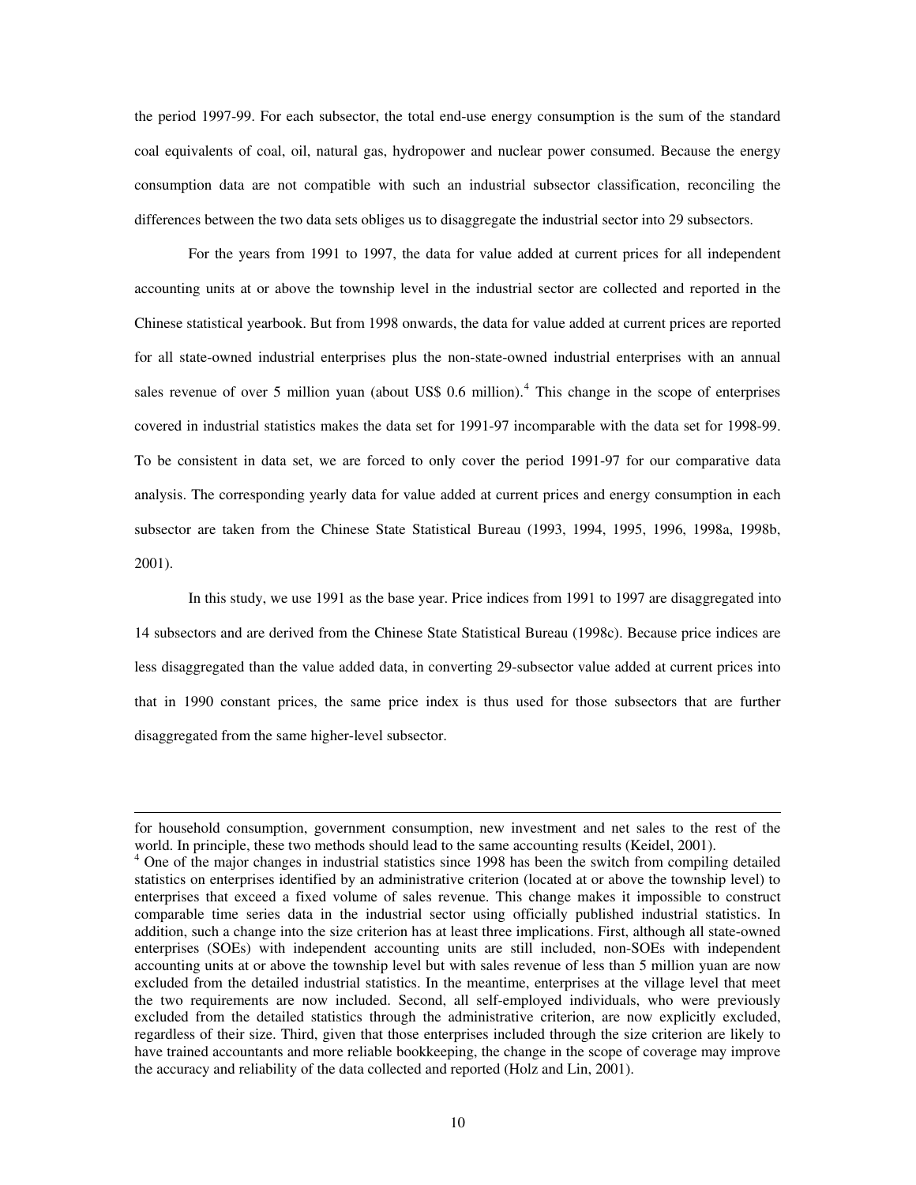the period 1997-99. For each subsector, the total end-use energy consumption is the sum of the standard coal equivalents of coal, oil, natural gas, hydropower and nuclear power consumed. Because the energy consumption data are not compatible with such an industrial subsector classification, reconciling the differences between the two data sets obliges us to disaggregate the industrial sector into 29 subsectors.

For the years from 1991 to 1997, the data for value added at current prices for all independent accounting units at or above the township level in the industrial sector are collected and reported in the Chinese statistical yearbook. But from 1998 onwards, the data for value added at current prices are reported for all state-owned industrial enterprises plus the non-state-owned industrial enterprises with an annual sales revenue of over 5 million yuan (about US$ 0.6 million).[4] This change in the scope of enterprises covered in industrial statistics makes the data set for 1991-97 incomparable with the data set for 1998-99. To be consistent in data set, we are forced to only cover the period 1991-97 for our comparative data analysis. The corresponding yearly data for value added at current prices and energy consumption in each subsector are taken from the Chinese State Statistical Bureau (1993, 1994, 1995, 1996, 1998a, 1998b, 2001).

In this study, we use 1991 as the base year. Price indices from 1991 to 1997 are disaggregated into 14 subsectors and are derived from the Chinese State Statistical Bureau (1998c). Because price indices are less disaggregated than the value added data, in converting 29-subsector value added at current prices into that in 1990 constant prices, the same price index is thus used for those subsectors that are further disaggregated from the same higher-level subsector.

---

for household consumption, government consumption, new investment and net sales to the rest of the world. In principle, these two methods should lead to the same accounting results (Keidel, 2001).

[4] One of the major changes in industrial statistics since 1998 has been the switch from compiling detailed statistics on enterprises identified by an administrative criterion (located at or above the township level) to enterprises that exceed a fixed volume of sales revenue. This change makes it impossible to construct comparable time series data in the industrial sector using officially published industrial statistics. In addition, such a change into the size criterion has at least three implications. First, although all state-owned enterprises (SOEs) with independent accounting units are still included, non-SOEs with independent accounting units at or above the township level but with sales revenue of less than 5 million yuan are now excluded from the detailed industrial statistics. In the meantime, enterprises at the village level that meet the two requirements are now included. Second, all self-employed individuals, who were previously excluded from the detailed statistics through the administrative criterion, are now explicitly excluded, regardless of their size. Third, given that those enterprises included through the size criterion are likely to have trained accountants and more reliable bookkeeping, the change in the scope of coverage may improve the accuracy and reliability of the data collected and reported (Holz and Lin, 2001).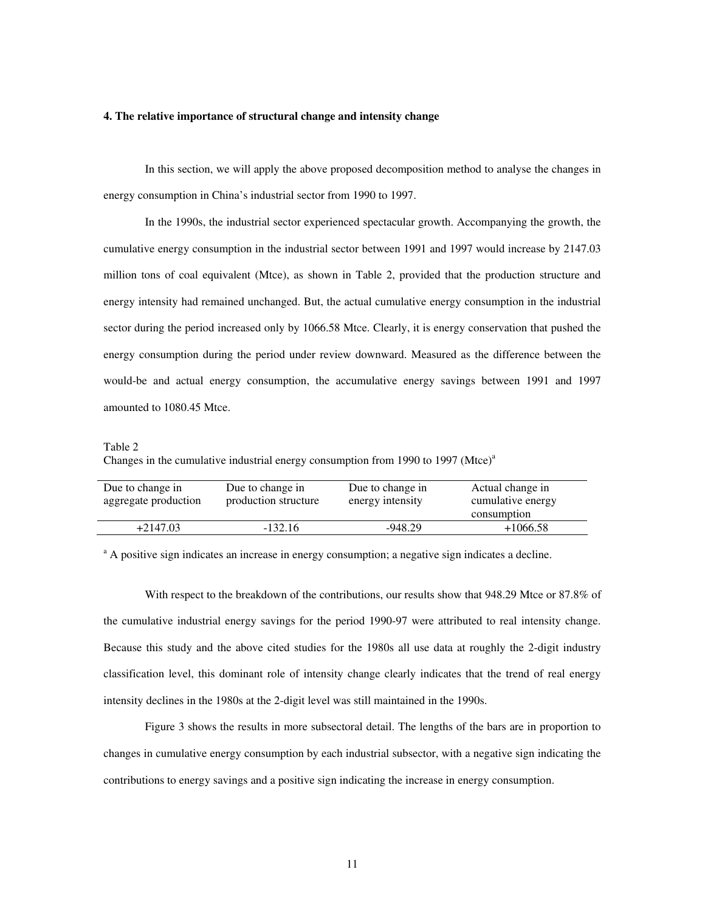### 4. The relative importance of structural change and intensity change

In this section, we will apply the above proposed decomposition method to analyse the changes in energy consumption in China's industrial sector from 1990 to 1997.

In the 1990s, the industrial sector experienced spectacular growth. Accompanying the growth, the cumulative energy consumption in the industrial sector between 1991 and 1997 would increase by 2147.03 million tons of coal equivalent (Mtce), as shown in Table 2, provided that the production structure and energy intensity had remained unchanged. But, the actual cumulative energy consumption in the industrial sector during the period increased only by 1066.58 Mtce. Clearly, it is energy conservation that pushed the energy consumption during the period under review downward. Measured as the difference between the would-be and actual energy consumption, the accumulative energy savings between 1991 and 1997 amounted to 1080.45 Mtce.

Table 2
Changes in the cumulative industrial energy consumption from 1990 to 1997 (Mtce)[a]

| Due to change in aggregate production | Due to change in production structure | Due to change in energy intensity | Actual change in cumulative energy consumption |
|---|---|---|---|
| +2147.03 | -132.16 | -948.29 | +1066.58 |

[a] A positive sign indicates an increase in energy consumption; a negative sign indicates a decline.

With respect to the breakdown of the contributions, our results show that 948.29 Mtce or 87.8% of the cumulative industrial energy savings for the period 1990-97 were attributed to real intensity change. Because this study and the above cited studies for the 1980s all use data at roughly the 2-digit industry classification level, this dominant role of intensity change clearly indicates that the trend of real energy intensity declines in the 1980s at the 2-digit level was still maintained in the 1990s.

Figure 3 shows the results in more subsectoral detail. The lengths of the bars are in proportion to changes in cumulative energy consumption by each industrial subsector, with a negative sign indicating the contributions to energy savings and a positive sign indicating the increase in energy consumption.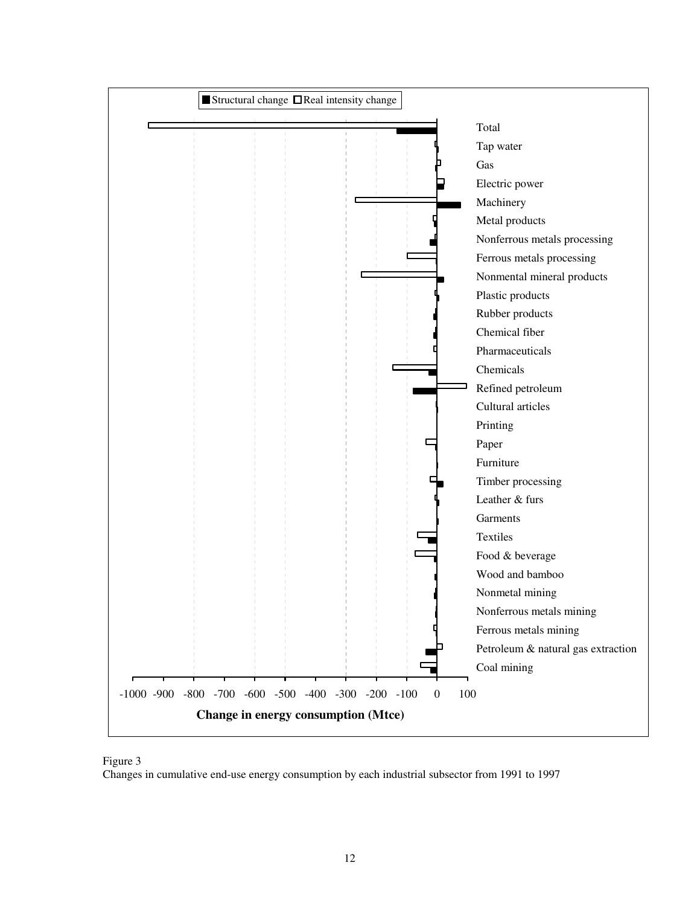Figure 3

Changes in cumulative end-use energy consumption by each industrial subsector from 1991 to 1997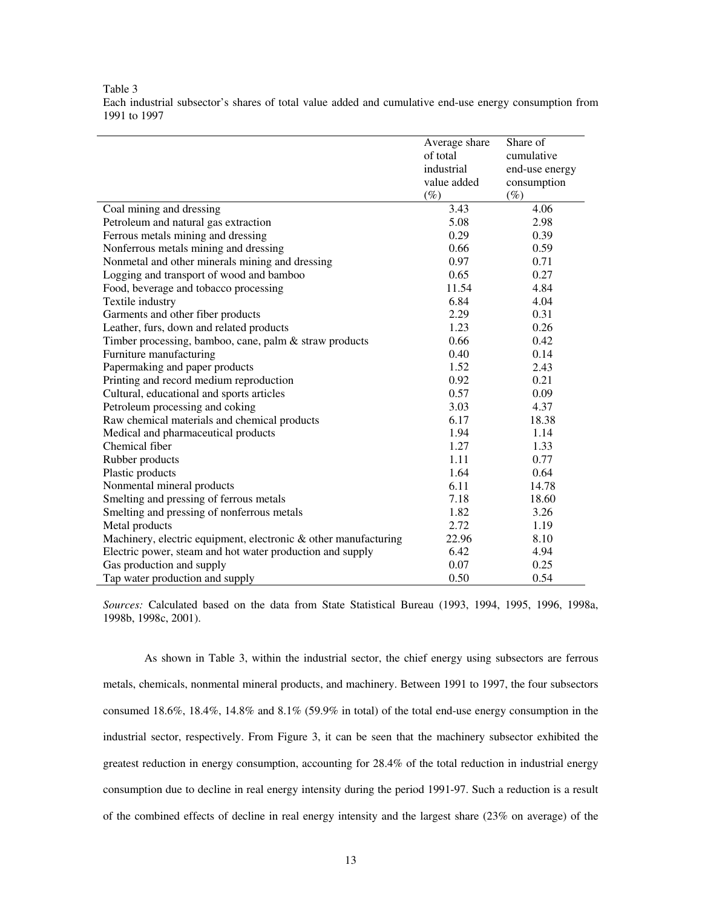Table 3
Each industrial subsector's shares of total value added and cumulative end-use energy consumption from 1991 to 1997

| | Average share of total industrial value added (%) | Share of cumulative end-use energy consumption (%) |
|---|---|---|
| Coal mining and dressing | 3.43 | 4.06 |
| Petroleum and natural gas extraction | 5.08 | 2.98 |
| Ferrous metals mining and dressing | 0.29 | 0.39 |
| Nonferrous metals mining and dressing | 0.66 | 0.59 |
| Nonmetal and other minerals mining and dressing | 0.97 | 0.71 |
| Logging and transport of wood and bamboo | 0.65 | 0.27 |
| Food, beverage and tobacco processing | 11.54 | 4.84 |
| Textile industry | 6.84 | 4.04 |
| Garments and other fiber products | 2.29 | 0.31 |
| Leather, furs, down and related products | 1.23 | 0.26 |
| Timber processing, bamboo, cane, palm & straw products | 0.66 | 0.42 |
| Furniture manufacturing | 0.40 | 0.14 |
| Papermaking and paper products | 1.52 | 2.43 |
| Printing and record medium reproduction | 0.92 | 0.21 |
| Cultural, educational and sports articles | 0.57 | 0.09 |
| Petroleum processing and coking | 3.03 | 4.37 |
| Raw chemical materials and chemical products | 6.17 | 18.38 |
| Medical and pharmaceutical products | 1.94 | 1.14 |
| Chemical fiber | 1.27 | 1.33 |
| Rubber products | 1.11 | 0.77 |
| Plastic products | 1.64 | 0.64 |
| Nonmental mineral products | 6.11 | 14.78 |
| Smelting and pressing of ferrous metals | 7.18 | 18.60 |
| Smelting and pressing of nonferrous metals | 1.82 | 3.26 |
| Metal products | 2.72 | 1.19 |
| Machinery, electric equipment, electronic & other manufacturing | 22.96 | 8.10 |
| Electric power, steam and hot water production and supply | 6.42 | 4.94 |
| Gas production and supply | 0.07 | 0.25 |
| Tap water production and supply | 0.50 | 0.54 |

*Sources:* Calculated based on the data from State Statistical Bureau (1993, 1994, 1995, 1996, 1998a, 1998b, 1998c, 2001).

As shown in Table 3, within the industrial sector, the chief energy using subsectors are ferrous metals, chemicals, nonmental mineral products, and machinery. Between 1991 to 1997, the four subsectors consumed 18.6%, 18.4%, 14.8% and 8.1% (59.9% in total) of the total end-use energy consumption in the industrial sector, respectively. From Figure 3, it can be seen that the machinery subsector exhibited the greatest reduction in energy consumption, accounting for 28.4% of the total reduction in industrial energy consumption due to decline in real energy intensity during the period 1991-97. Such a reduction is a result of the combined effects of decline in real energy intensity and the largest share (23% on average) of the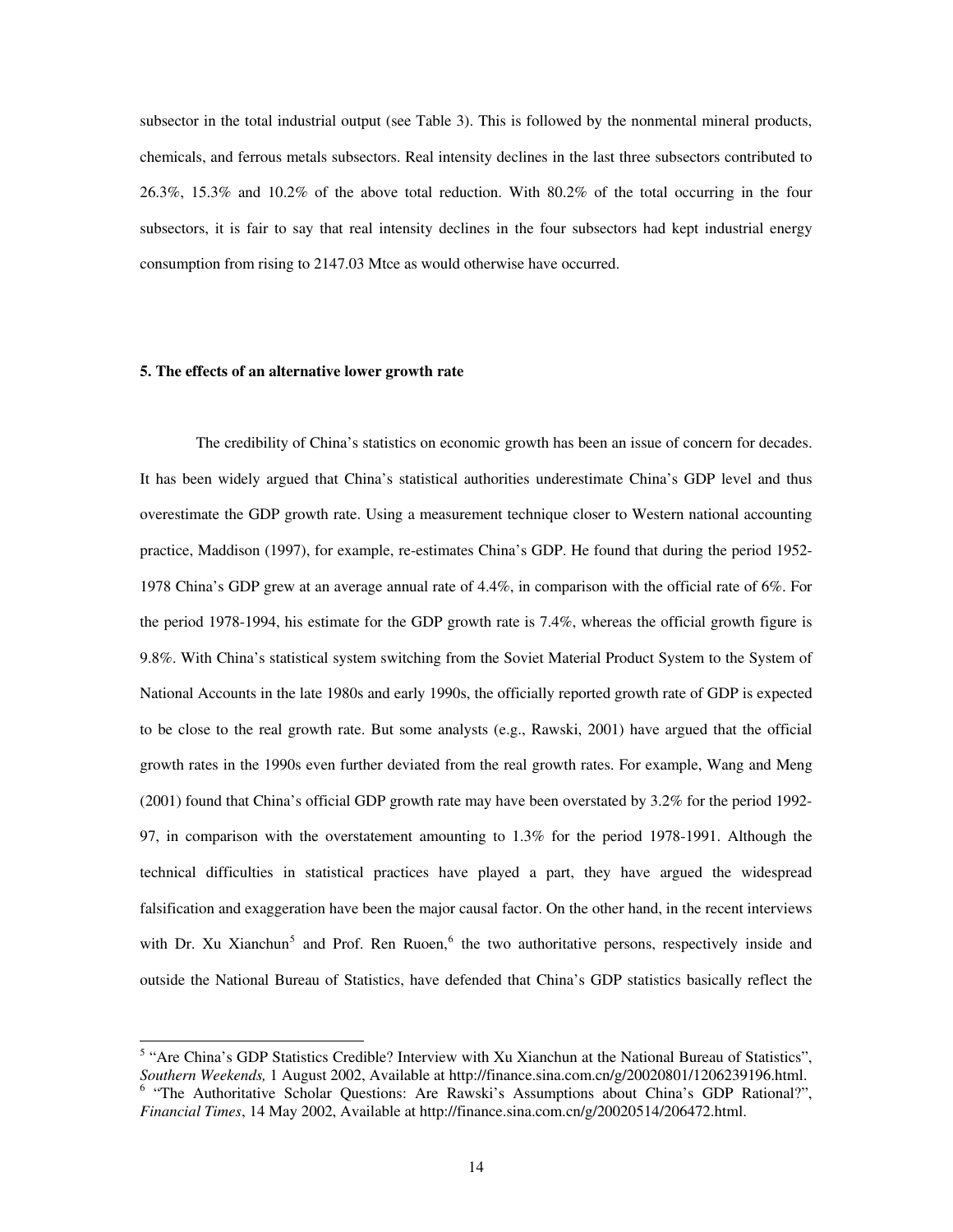subsector in the total industrial output (see Table 3). This is followed by the nonmental mineral products, chemicals, and ferrous metals subsectors. Real intensity declines in the last three subsectors contributed to 26.3%, 15.3% and 10.2% of the above total reduction. With 80.2% of the total occurring in the four subsectors, it is fair to say that real intensity declines in the four subsectors had kept industrial energy consumption from rising to 2147.03 Mtce as would otherwise have occurred.

**5. The effects of an alternative lower growth rate**

The credibility of China's statistics on economic growth has been an issue of concern for decades. It has been widely argued that China's statistical authorities underestimate China's GDP level and thus overestimate the GDP growth rate. Using a measurement technique closer to Western national accounting practice, Maddison (1997), for example, re-estimates China's GDP. He found that during the period 1952-1978 China's GDP grew at an average annual rate of 4.4%, in comparison with the official rate of 6%. For the period 1978-1994, his estimate for the GDP growth rate is 7.4%, whereas the official growth figure is 9.8%. With China's statistical system switching from the Soviet Material Product System to the System of National Accounts in the late 1980s and early 1990s, the officially reported growth rate of GDP is expected to be close to the real growth rate. But some analysts (e.g., Rawski, 2001) have argued that the official growth rates in the 1990s even further deviated from the real growth rates. For example, Wang and Meng (2001) found that China's official GDP growth rate may have been overstated by 3.2% for the period 1992-97, in comparison with the overstatement amounting to 1.3% for the period 1978-1991. Although the technical difficulties in statistical practices have played a part, they have argued the widespread falsification and exaggeration have been the major causal factor. On the other hand, in the recent interviews with Dr. Xu Xianchun[5] and Prof. Ren Ruoen,[6] the two authoritative persons, respectively inside and outside the National Bureau of Statistics, have defended that China's GDP statistics basically reflect the

---

[5] "Are China's GDP Statistics Credible? Interview with Xu Xianchun at the National Bureau of Statistics", *Southern Weekends,* 1 August 2002, Available at http://finance.sina.com.cn/g/20020801/1206239196.html.

[6] "The Authoritative Scholar Questions: Are Rawski's Assumptions about China's GDP Rational?", *Financial Times*, 14 May 2002, Available at http://finance.sina.com.cn/g/20020514/206472.html.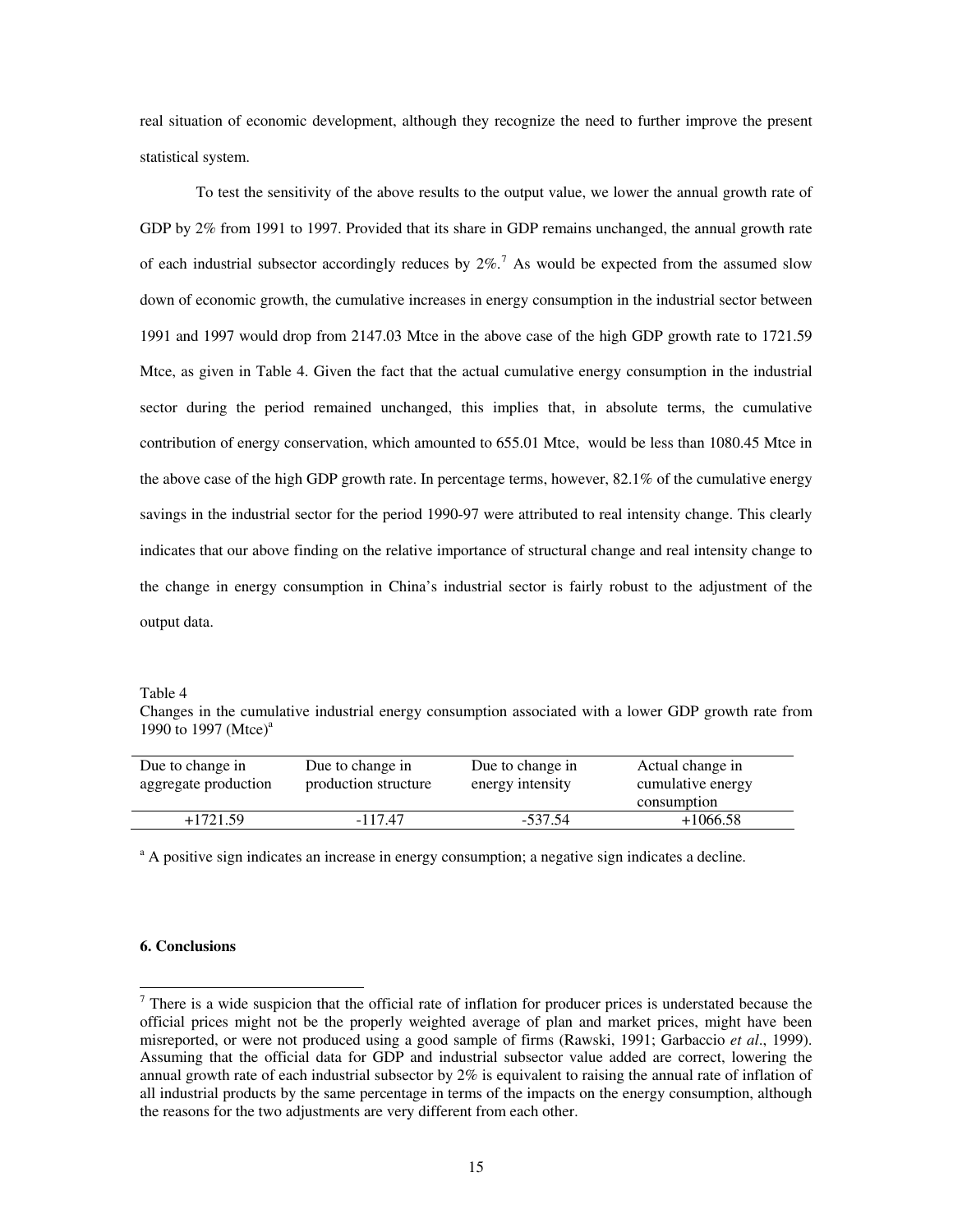real situation of economic development, although they recognize the need to further improve the present statistical system.

To test the sensitivity of the above results to the output value, we lower the annual growth rate of GDP by 2% from 1991 to 1997. Provided that its share in GDP remains unchanged, the annual growth rate of each industrial subsector accordingly reduces by 2%.[7] As would be expected from the assumed slow down of economic growth, the cumulative increases in energy consumption in the industrial sector between 1991 and 1997 would drop from 2147.03 Mtce in the above case of the high GDP growth rate to 1721.59 Mtce, as given in Table 4. Given the fact that the actual cumulative energy consumption in the industrial sector during the period remained unchanged, this implies that, in absolute terms, the cumulative contribution of energy conservation, which amounted to 655.01 Mtce, would be less than 1080.45 Mtce in the above case of the high GDP growth rate. In percentage terms, however, 82.1% of the cumulative energy savings in the industrial sector for the period 1990-97 were attributed to real intensity change. This clearly indicates that our above finding on the relative importance of structural change and real intensity change to the change in energy consumption in China's industrial sector is fairly robust to the adjustment of the output data.

Table 4
Changes in the cumulative industrial energy consumption associated with a lower GDP growth rate from 1990 to 1997 (Mtce)[a]

| Due to change in aggregate production | Due to change in production structure | Due to change in energy intensity | Actual change in cumulative energy consumption |
|---|---|---|---|
| +1721.59 | -117.47 | -537.54 | +1066.58 |

[a] A positive sign indicates an increase in energy consumption; a negative sign indicates a decline.

**6. Conclusions**

[7] There is a wide suspicion that the official rate of inflation for producer prices is understated because the official prices might not be the properly weighted average of plan and market prices, might have been misreported, or were not produced using a good sample of firms (Rawski, 1991; Garbaccio *et al*., 1999). Assuming that the official data for GDP and industrial subsector value added are correct, lowering the annual growth rate of each industrial subsector by 2% is equivalent to raising the annual rate of inflation of all industrial products by the same percentage in terms of the impacts on the energy consumption, although the reasons for the two adjustments are very different from each other.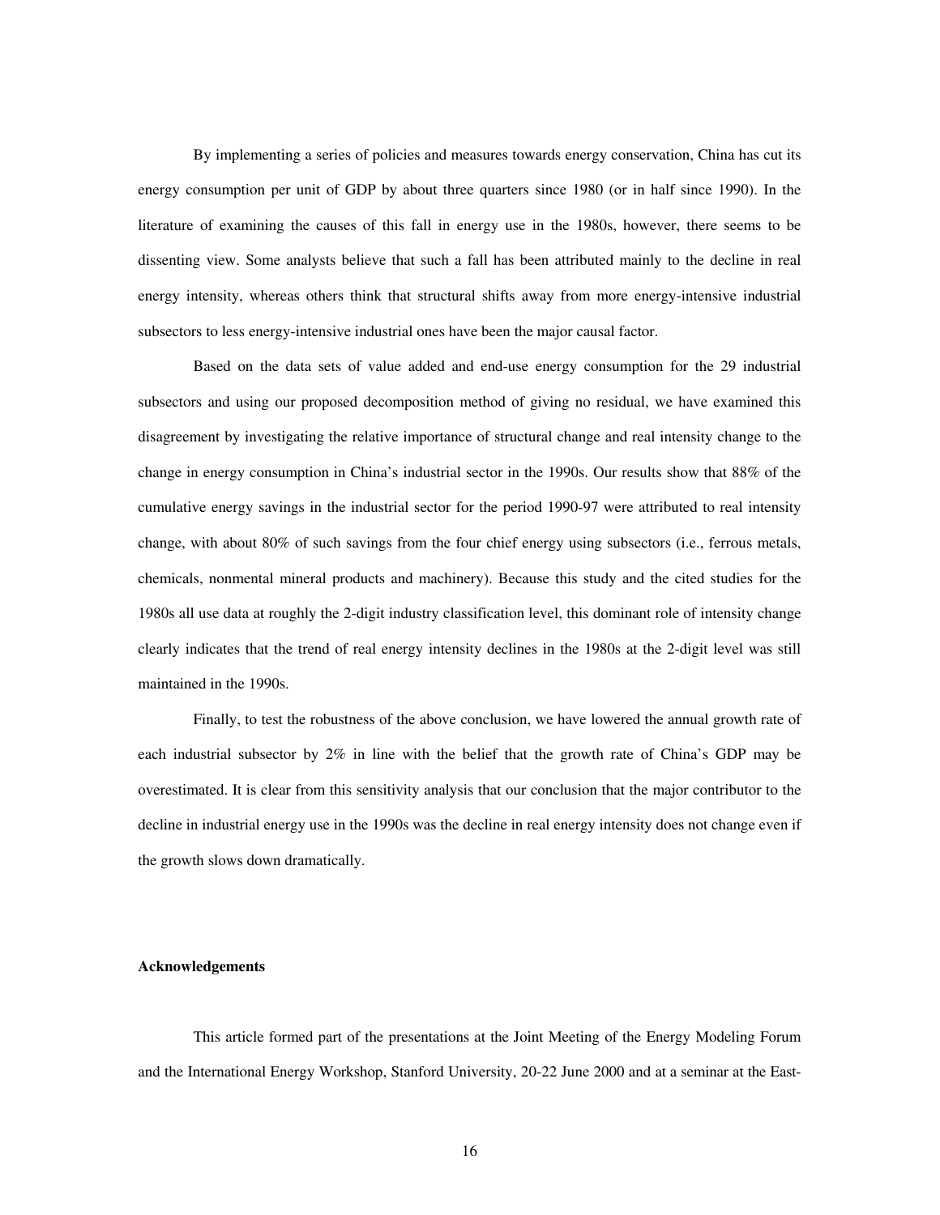By implementing a series of policies and measures towards energy conservation, China has cut its energy consumption per unit of GDP by about three quarters since 1980 (or in half since 1990). In the literature of examining the causes of this fall in energy use in the 1980s, however, there seems to be dissenting view. Some analysts believe that such a fall has been attributed mainly to the decline in real energy intensity, whereas others think that structural shifts away from more energy-intensive industrial subsectors to less energy-intensive industrial ones have been the major causal factor.

Based on the data sets of value added and end-use energy consumption for the 29 industrial subsectors and using our proposed decomposition method of giving no residual, we have examined this disagreement by investigating the relative importance of structural change and real intensity change to the change in energy consumption in China's industrial sector in the 1990s. Our results show that 88% of the cumulative energy savings in the industrial sector for the period 1990-97 were attributed to real intensity change, with about 80% of such savings from the four chief energy using subsectors (i.e., ferrous metals, chemicals, nonmental mineral products and machinery). Because this study and the cited studies for the 1980s all use data at roughly the 2-digit industry classification level, this dominant role of intensity change clearly indicates that the trend of real energy intensity declines in the 1980s at the 2-digit level was still maintained in the 1990s.

Finally, to test the robustness of the above conclusion, we have lowered the annual growth rate of each industrial subsector by 2% in line with the belief that the growth rate of China's GDP may be overestimated. It is clear from this sensitivity analysis that our conclusion that the major contributor to the decline in industrial energy use in the 1990s was the decline in real energy intensity does not change even if the growth slows down dramatically.

**Acknowledgements**

This article formed part of the presentations at the Joint Meeting of the Energy Modeling Forum and the International Energy Workshop, Stanford University, 20-22 June 2000 and at a seminar at the East-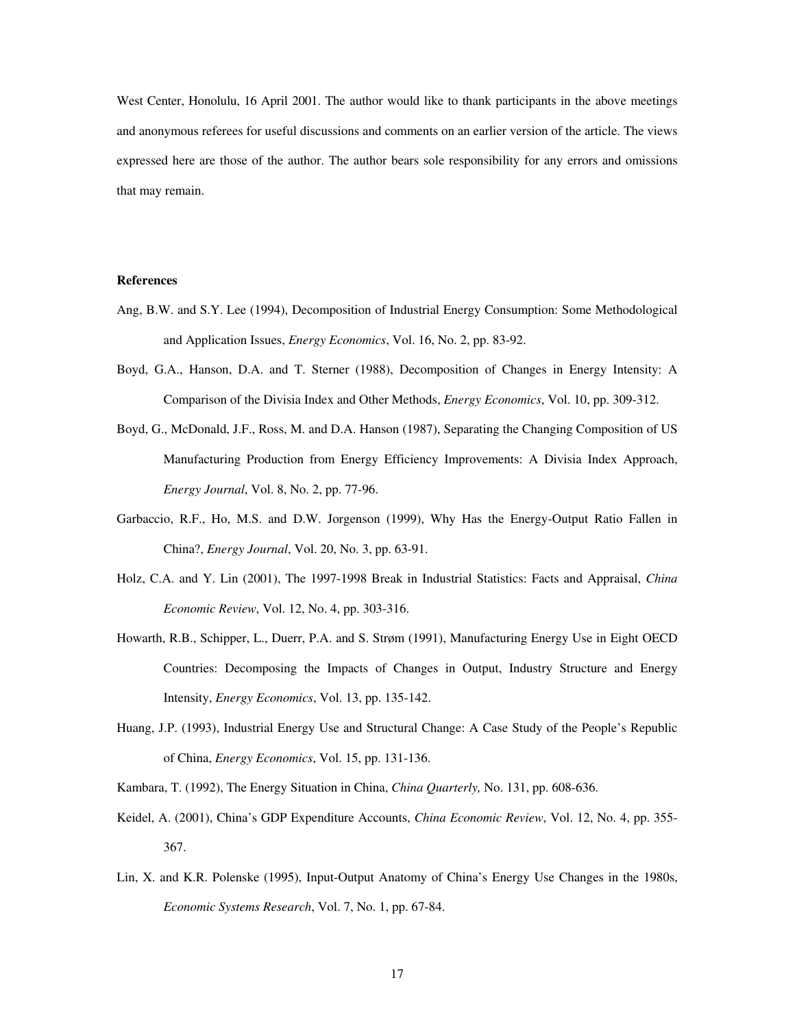West Center, Honolulu, 16 April 2001. The author would like to thank participants in the above meetings and anonymous referees for useful discussions and comments on an earlier version of the article. The views expressed here are those of the author. The author bears sole responsibility for any errors and omissions that may remain.

**References**

Ang, B.W. and S.Y. Lee (1994), Decomposition of Industrial Energy Consumption: Some Methodological and Application Issues, *Energy Economics*, Vol. 16, No. 2, pp. 83-92.

Boyd, G.A., Hanson, D.A. and T. Sterner (1988), Decomposition of Changes in Energy Intensity: A Comparison of the Divisia Index and Other Methods, *Energy Economics*, Vol. 10, pp. 309-312.

Boyd, G., McDonald, J.F., Ross, M. and D.A. Hanson (1987), Separating the Changing Composition of US Manufacturing Production from Energy Efficiency Improvements: A Divisia Index Approach, *Energy Journal*, Vol. 8, No. 2, pp. 77-96.

Garbaccio, R.F., Ho, M.S. and D.W. Jorgenson (1999), Why Has the Energy-Output Ratio Fallen in China?, *Energy Journal*, Vol. 20, No. 3, pp. 63-91.

Holz, C.A. and Y. Lin (2001), The 1997-1998 Break in Industrial Statistics: Facts and Appraisal, *China Economic Review*, Vol. 12, No. 4, pp. 303-316.

Howarth, R.B., Schipper, L., Duerr, P.A. and S. Strøm (1991), Manufacturing Energy Use in Eight OECD Countries: Decomposing the Impacts of Changes in Output, Industry Structure and Energy Intensity, *Energy Economics*, Vol. 13, pp. 135-142.

Huang, J.P. (1993), Industrial Energy Use and Structural Change: A Case Study of the People's Republic of China, *Energy Economics*, Vol. 15, pp. 131-136.

Kambara, T. (1992), The Energy Situation in China, *China Quarterly,* No. 131, pp. 608-636.

Keidel, A. (2001), China's GDP Expenditure Accounts, *China Economic Review*, Vol. 12, No. 4, pp. 355-367.

Lin, X. and K.R. Polenske (1995), Input-Output Anatomy of China's Energy Use Changes in the 1980s, *Economic Systems Research*, Vol. 7, No. 1, pp. 67-84.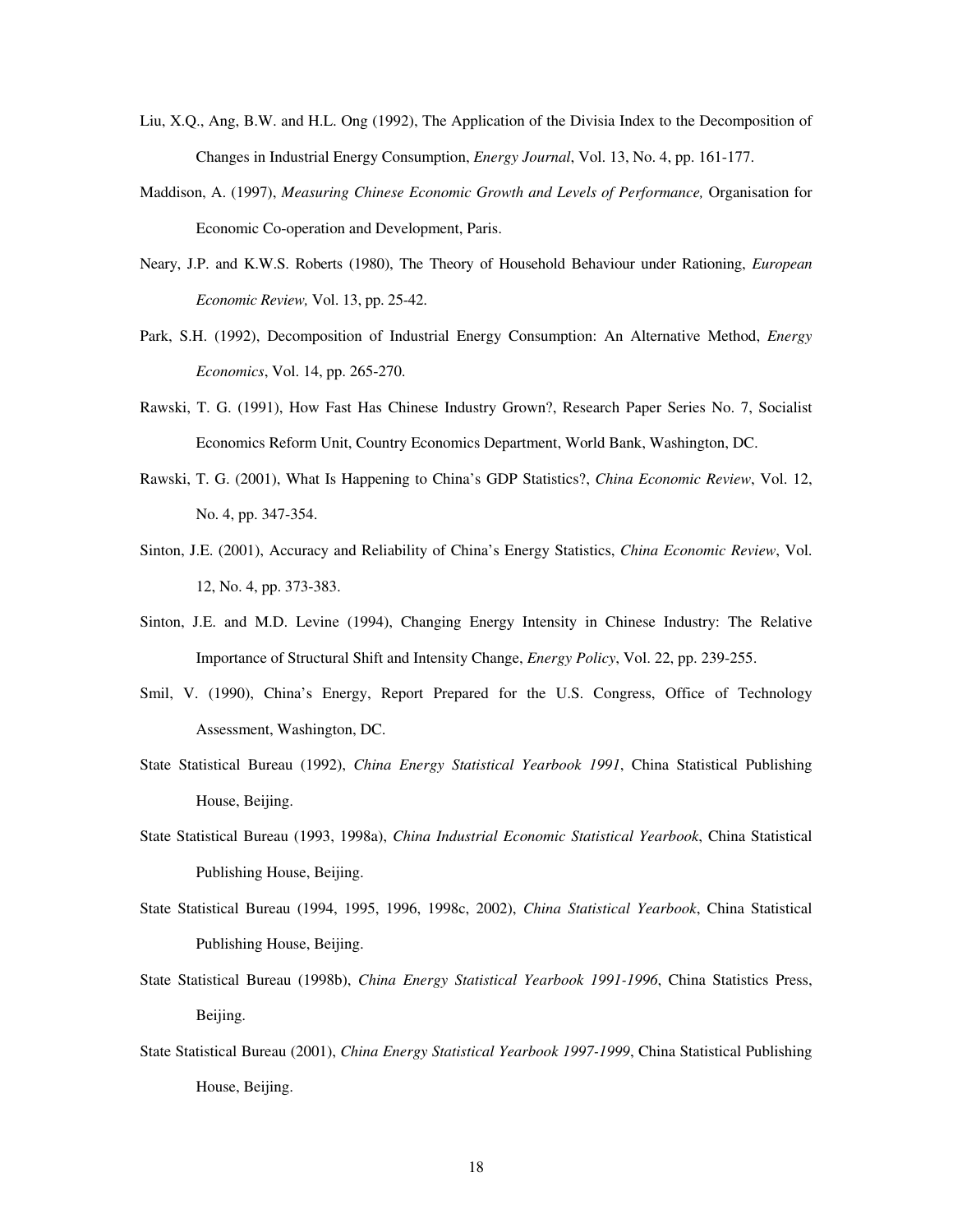Liu, X.Q., Ang, B.W. and H.L. Ong (1992), The Application of the Divisia Index to the Decomposition of Changes in Industrial Energy Consumption, *Energy Journal*, Vol. 13, No. 4, pp. 161-177.

Maddison, A. (1997), *Measuring Chinese Economic Growth and Levels of Performance,* Organisation for Economic Co-operation and Development, Paris.

Neary, J.P. and K.W.S. Roberts (1980), The Theory of Household Behaviour under Rationing, *European Economic Review,* Vol. 13, pp. 25-42.

Park, S.H. (1992), Decomposition of Industrial Energy Consumption: An Alternative Method, *Energy Economics*, Vol. 14, pp. 265-270.

Rawski, T. G. (1991), How Fast Has Chinese Industry Grown?, Research Paper Series No. 7, Socialist Economics Reform Unit, Country Economics Department, World Bank, Washington, DC.

Rawski, T. G. (2001), What Is Happening to China's GDP Statistics?, *China Economic Review*, Vol. 12, No. 4, pp. 347-354.

Sinton, J.E. (2001), Accuracy and Reliability of China's Energy Statistics, *China Economic Review*, Vol. 12, No. 4, pp. 373-383.

Sinton, J.E. and M.D. Levine (1994), Changing Energy Intensity in Chinese Industry: The Relative Importance of Structural Shift and Intensity Change, *Energy Policy*, Vol. 22, pp. 239-255.

Smil, V. (1990), China's Energy, Report Prepared for the U.S. Congress, Office of Technology Assessment, Washington, DC.

State Statistical Bureau (1992), *China Energy Statistical Yearbook 1991*, China Statistical Publishing House, Beijing.

State Statistical Bureau (1993, 1998a), *China Industrial Economic Statistical Yearbook*, China Statistical Publishing House, Beijing.

State Statistical Bureau (1994, 1995, 1996, 1998c, 2002), *China Statistical Yearbook*, China Statistical Publishing House, Beijing.

State Statistical Bureau (1998b), *China Energy Statistical Yearbook 1991-1996*, China Statistics Press, Beijing.

State Statistical Bureau (2001), *China Energy Statistical Yearbook 1997-1999*, China Statistical Publishing House, Beijing.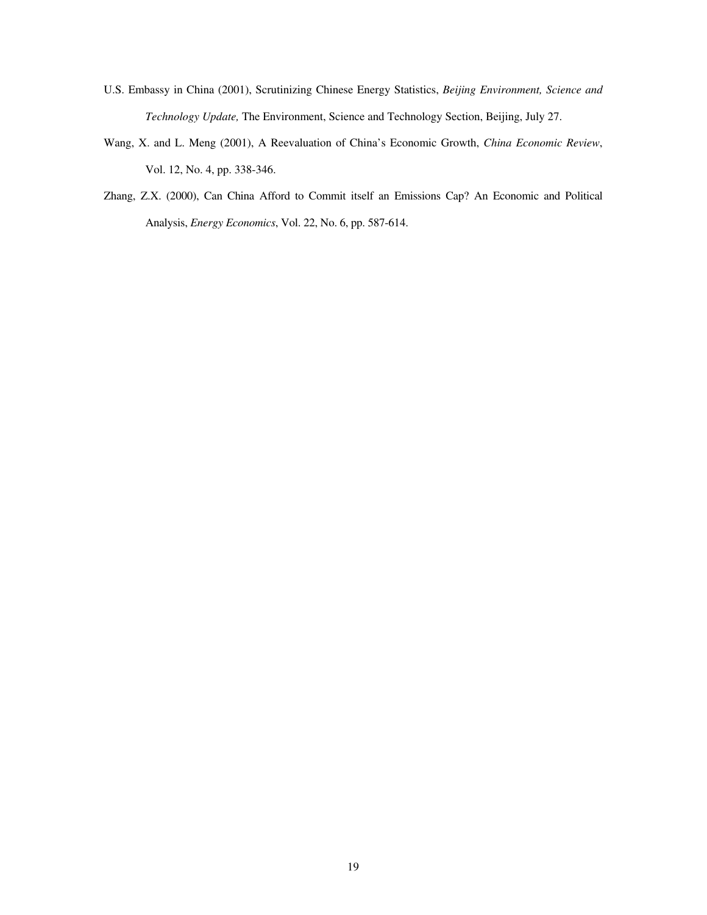U.S. Embassy in China (2001), Scrutinizing Chinese Energy Statistics, *Beijing Environment, Science and Technology Update,* The Environment, Science and Technology Section, Beijing, July 27.

Wang, X. and L. Meng (2001), A Reevaluation of China's Economic Growth, *China Economic Review*, Vol. 12, No. 4, pp. 338-346.

Zhang, Z.X. (2000), Can China Afford to Commit itself an Emissions Cap? An Economic and Political Analysis, *Energy Economics*, Vol. 22, No. 6, pp. 587-614.